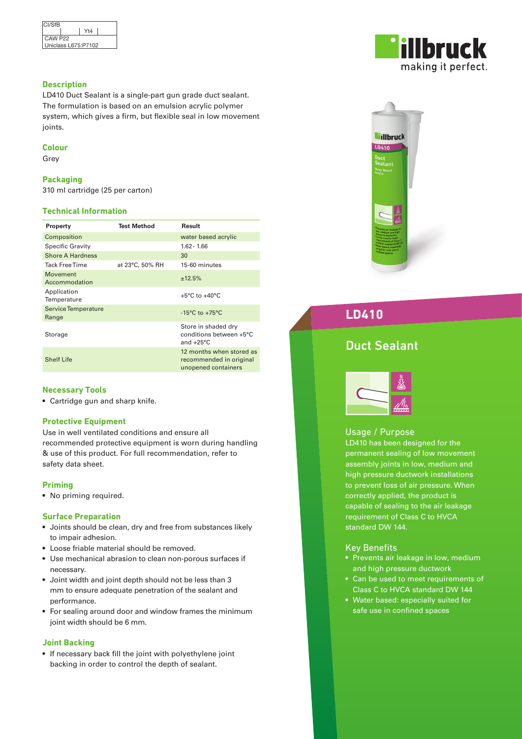| CI/SfB | | Yt4 | |
|---|---|---|---|
| CAW P22 | | | |
| Uniclass L675:P7102 | | | |

illbruck
making it perfect.

# LD410

## Duct Sealant

### Description

LD410 Duct Sealant is a single-part gun grade duct sealant. The formulation is based on an emulsion acrylic polymer system, which gives a firm, but flexible seal in low movement joints.

### Colour

Grey

### Packaging

310 ml cartridge (25 per carton)

### Technical Information

| Property | Test Method | Result |
|---|---|---|
| Composition | | water based acrylic |
| Specific Gravity | | 1.62- 1.66 |
| Shore A Hardness | | 30 |
| Tack Free Time | at 23°C, 50% RH | 15-60 minutes |
| Movement Accommodation | | ±12.5% |
| Application Temperature | | +5°C to +40°C |
| Service Temperature Range | | -15°C to +75°C |
| Storage | | Store in shaded dry conditions between +5°C and +25°C |
| Shelf Life | | 12 months when stored as recommended in original unopened containers |

### Necessary Tools

- Cartridge gun and sharp knife.

### Protective Equipment

Use in well ventilated conditions and ensure all recommended protective equipment is worn during handling & use of this product. For full recommendation, refer to safety data sheet.

### Priming

- No priming required.

### Surface Preparation

- Joints should be clean, dry and free from substances likely to impair adhesion.
- Loose friable material should be removed.
- Use mechanical abrasion to clean non-porous surfaces if necessary.
- Joint width and joint depth should not be less than 3 mm to ensure adequate penetration of the sealant and performance.
- For sealing around door and window frames the minimum joint width should be 6 mm.

### Joint Backing

- If necessary back fill the joint with polyethylene joint backing in order to control the depth of sealant.

### Usage / Purpose

LD410 has been designed for the permanent sealing of low movement assembly joints in low, medium and high pressure ductwork installations to prevent loss of air pressure. When correctly applied, the product is capable of sealing to the air leakage requirement of Class C to HVCA standard DW 144.

### Key Benefits

- Prevents air leakage in low, medium and high pressure ductwork
- Can be used to meet requirements of Class C to HVCA standard DW 144
- Water based: especially suited for safe use in confined spaces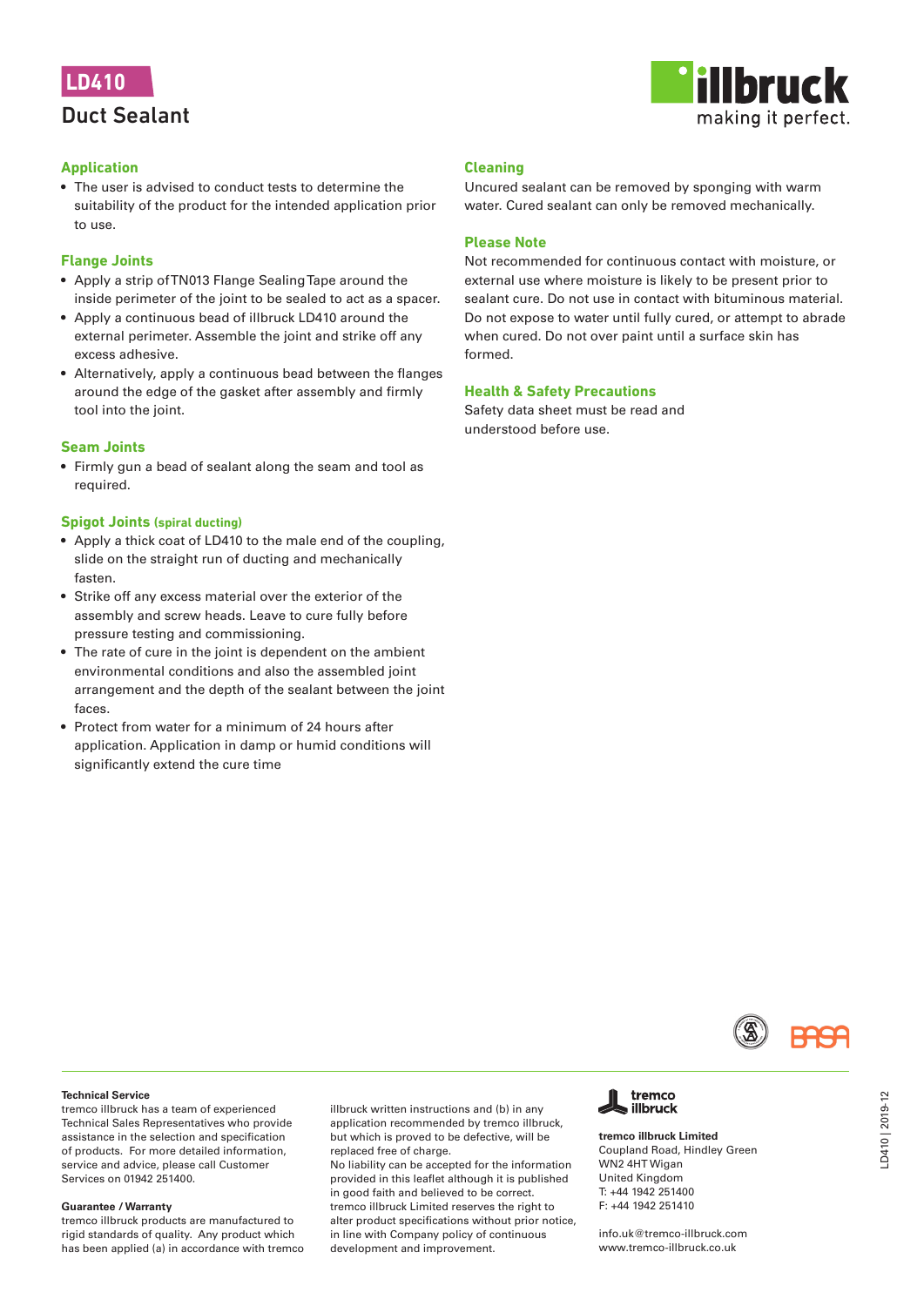# LD410

## Duct Sealant

### Application

- The user is advised to conduct tests to determine the suitability of the product for the intended application prior to use.

### Flange Joints

- Apply a strip of TN013 Flange Sealing Tape around the inside perimeter of the joint to be sealed to act as a spacer.
- Apply a continuous bead of illbruck LD410 around the external perimeter. Assemble the joint and strike off any excess adhesive.
- Alternatively, apply a continuous bead between the flanges around the edge of the gasket after assembly and firmly tool into the joint.

### Seam Joints

- Firmly gun a bead of sealant along the seam and tool as required.

### Spigot Joints (spiral ducting)

- Apply a thick coat of LD410 to the male end of the coupling, slide on the straight run of ducting and mechanically fasten.
- Strike off any excess material over the exterior of the assembly and screw heads. Leave to cure fully before pressure testing and commissioning.
- The rate of cure in the joint is dependent on the ambient environmental conditions and also the assembled joint arrangement and the depth of the sealant between the joint faces.
- Protect from water for a minimum of 24 hours after application. Application in damp or humid conditions will significantly extend the cure time

### Cleaning

Uncured sealant can be removed by sponging with warm water. Cured sealant can only be removed mechanically.

### Please Note

Not recommended for continuous contact with moisture, or external use where moisture is likely to be present prior to sealant cure. Do not use in contact with bituminous material. Do not expose to water until fully cured, or attempt to abrade when cured. Do not over paint until a surface skin has formed.

### Health & Safety Precautions

Safety data sheet must be read and understood before use.

**Technical Service**
tremco illbruck has a team of experienced Technical Sales Representatives who provide assistance in the selection and specification of products. For more detailed information, service and advice, please call Customer Services on 01942 251400.

**Guarantee / Warranty**
tremco illbruck products are manufactured to rigid standards of quality. Any product which has been applied (a) in accordance with tremco illbruck written instructions and (b) in any application recommended by tremco illbruck, but which is proved to be defective, will be replaced free of charge.
No liability can be accepted for the information provided in this leaflet although it is published in good faith and believed to be correct.
tremco illbruck Limited reserves the right to alter product specifications without prior notice, in line with Company policy of continuous development and improvement.

**tremco illbruck Limited**
Coupland Road, Hindley Green
WN2 4HT Wigan
United Kingdom
T: +44 1942 251400
F: +44 1942 251410

info.uk@tremco-illbruck.com
www.tremco-illbruck.co.uk

LD410 | 2019-12